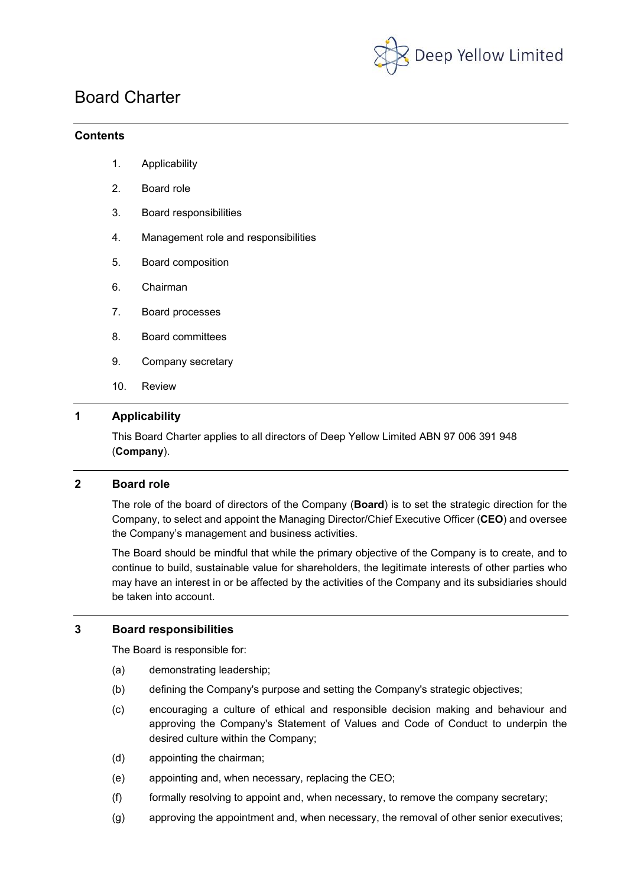Deep Yellow Limited

# Board Charter

**Contents**

1. Applicability
2. Board role
3. Board responsibilities
4. Management role and responsibilities
5. Board composition
6. Chairman
7. Board processes
8. Board committees
9. Company secretary
10. Review

## 1 Applicability

This Board Charter applies to all directors of Deep Yellow Limited ABN 97 006 391 948 (**Company**).

## 2 Board role

The role of the board of directors of the Company (**Board**) is to set the strategic direction for the Company, to select and appoint the Managing Director/Chief Executive Officer (**CEO**) and oversee the Company's management and business activities.

The Board should be mindful that while the primary objective of the Company is to create, and to continue to build, sustainable value for shareholders, the legitimate interests of other parties who may have an interest in or be affected by the activities of the Company and its subsidiaries should be taken into account.

## 3 Board responsibilities

The Board is responsible for:

(a) demonstrating leadership;

(b) defining the Company's purpose and setting the Company's strategic objectives;

(c) encouraging a culture of ethical and responsible decision making and behaviour and approving the Company's Statement of Values and Code of Conduct to underpin the desired culture within the Company;

(d) appointing the chairman;

(e) appointing and, when necessary, replacing the CEO;

(f) formally resolving to appoint and, when necessary, to remove the company secretary;

(g) approving the appointment and, when necessary, the removal of other senior executives;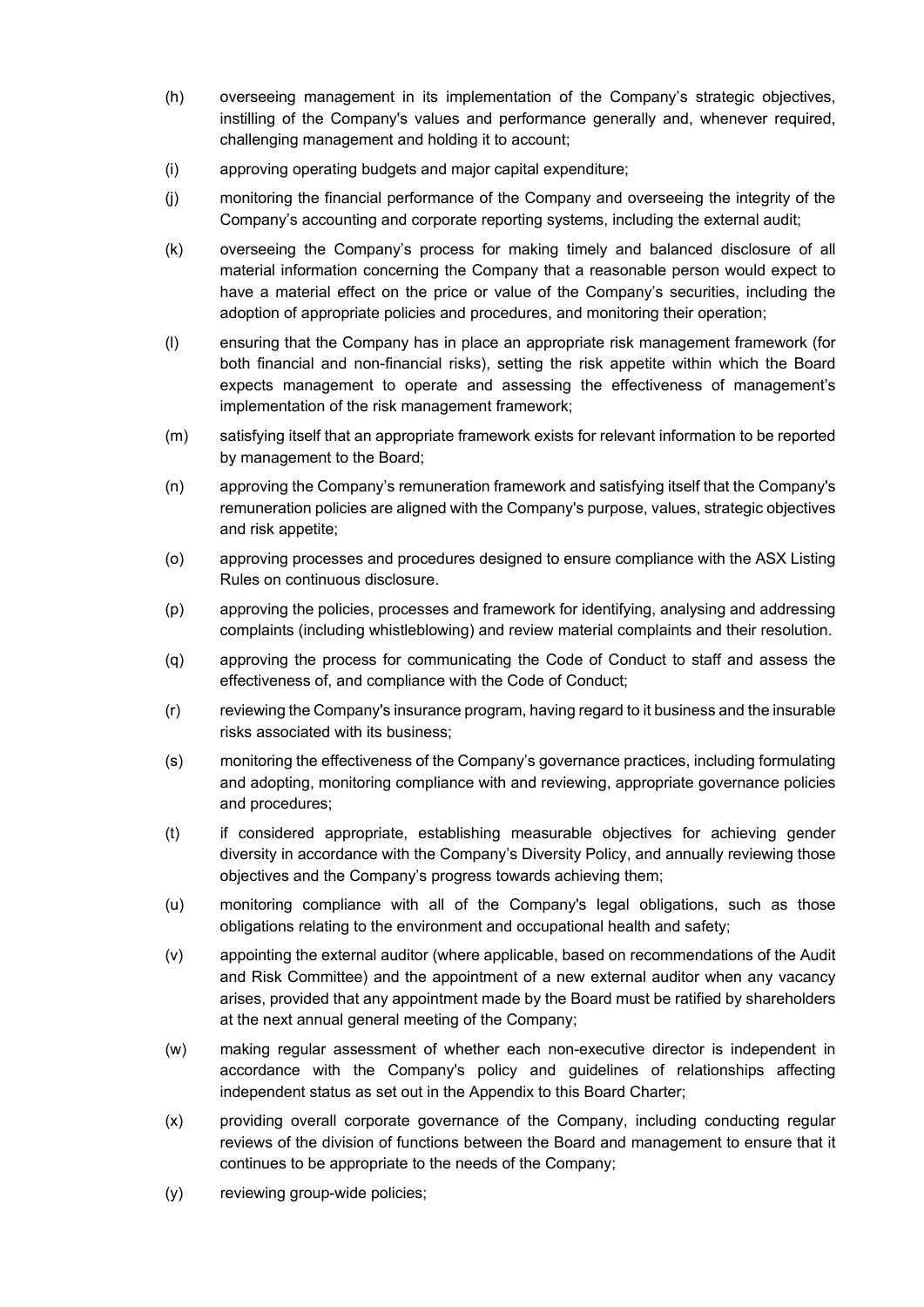(h) overseeing management in its implementation of the Company's strategic objectives, instilling of the Company's values and performance generally and, whenever required, challenging management and holding it to account;

(i) approving operating budgets and major capital expenditure;

(j) monitoring the financial performance of the Company and overseeing the integrity of the Company's accounting and corporate reporting systems, including the external audit;

(k) overseeing the Company's process for making timely and balanced disclosure of all material information concerning the Company that a reasonable person would expect to have a material effect on the price or value of the Company's securities, including the adoption of appropriate policies and procedures, and monitoring their operation;

(l) ensuring that the Company has in place an appropriate risk management framework (for both financial and non-financial risks), setting the risk appetite within which the Board expects management to operate and assessing the effectiveness of management's implementation of the risk management framework;

(m) satisfying itself that an appropriate framework exists for relevant information to be reported by management to the Board;

(n) approving the Company's remuneration framework and satisfying itself that the Company's remuneration policies are aligned with the Company's purpose, values, strategic objectives and risk appetite;

(o) approving processes and procedures designed to ensure compliance with the ASX Listing Rules on continuous disclosure.

(p) approving the policies, processes and framework for identifying, analysing and addressing complaints (including whistleblowing) and review material complaints and their resolution.

(q) approving the process for communicating the Code of Conduct to staff and assess the effectiveness of, and compliance with the Code of Conduct;

(r) reviewing the Company's insurance program, having regard to it business and the insurable risks associated with its business;

(s) monitoring the effectiveness of the Company's governance practices, including formulating and adopting, monitoring compliance with and reviewing, appropriate governance policies and procedures;

(t) if considered appropriate, establishing measurable objectives for achieving gender diversity in accordance with the Company's Diversity Policy, and annually reviewing those objectives and the Company's progress towards achieving them;

(u) monitoring compliance with all of the Company's legal obligations, such as those obligations relating to the environment and occupational health and safety;

(v) appointing the external auditor (where applicable, based on recommendations of the Audit and Risk Committee) and the appointment of a new external auditor when any vacancy arises, provided that any appointment made by the Board must be ratified by shareholders at the next annual general meeting of the Company;

(w) making regular assessment of whether each non-executive director is independent in accordance with the Company's policy and guidelines of relationships affecting independent status as set out in the Appendix to this Board Charter;

(x) providing overall corporate governance of the Company, including conducting regular reviews of the division of functions between the Board and management to ensure that it continues to be appropriate to the needs of the Company;

(y) reviewing group-wide policies;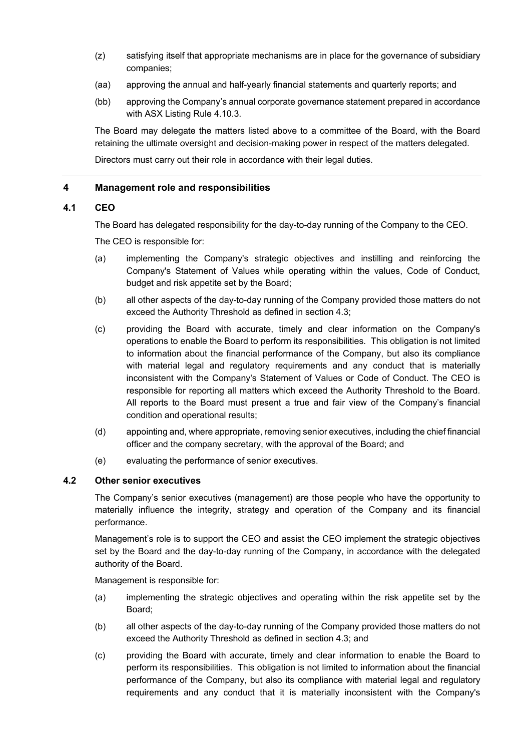(z) satisfying itself that appropriate mechanisms are in place for the governance of subsidiary companies;

(aa) approving the annual and half-yearly financial statements and quarterly reports; and

(bb) approving the Company's annual corporate governance statement prepared in accordance with ASX Listing Rule 4.10.3.

The Board may delegate the matters listed above to a committee of the Board, with the Board retaining the ultimate oversight and decision-making power in respect of the matters delegated.

Directors must carry out their role in accordance with their legal duties.

---

## 4 Management role and responsibilities

### 4.1 CEO

The Board has delegated responsibility for the day-to-day running of the Company to the CEO.

The CEO is responsible for:

(a) implementing the Company's strategic objectives and instilling and reinforcing the Company's Statement of Values while operating within the values, Code of Conduct, budget and risk appetite set by the Board;

(b) all other aspects of the day-to-day running of the Company provided those matters do not exceed the Authority Threshold as defined in section 4.3;

(c) providing the Board with accurate, timely and clear information on the Company's operations to enable the Board to perform its responsibilities. This obligation is not limited to information about the financial performance of the Company, but also its compliance with material legal and regulatory requirements and any conduct that is materially inconsistent with the Company's Statement of Values or Code of Conduct. The CEO is responsible for reporting all matters which exceed the Authority Threshold to the Board. All reports to the Board must present a true and fair view of the Company's financial condition and operational results;

(d) appointing and, where appropriate, removing senior executives, including the chief financial officer and the company secretary, with the approval of the Board; and

(e) evaluating the performance of senior executives.

### 4.2 Other senior executives

The Company's senior executives (management) are those people who have the opportunity to materially influence the integrity, strategy and operation of the Company and its financial performance.

Management's role is to support the CEO and assist the CEO implement the strategic objectives set by the Board and the day-to-day running of the Company, in accordance with the delegated authority of the Board.

Management is responsible for:

(a) implementing the strategic objectives and operating within the risk appetite set by the Board;

(b) all other aspects of the day-to-day running of the Company provided those matters do not exceed the Authority Threshold as defined in section 4.3; and

(c) providing the Board with accurate, timely and clear information to enable the Board to perform its responsibilities. This obligation is not limited to information about the financial performance of the Company, but also its compliance with material legal and regulatory requirements and any conduct that it is materially inconsistent with the Company's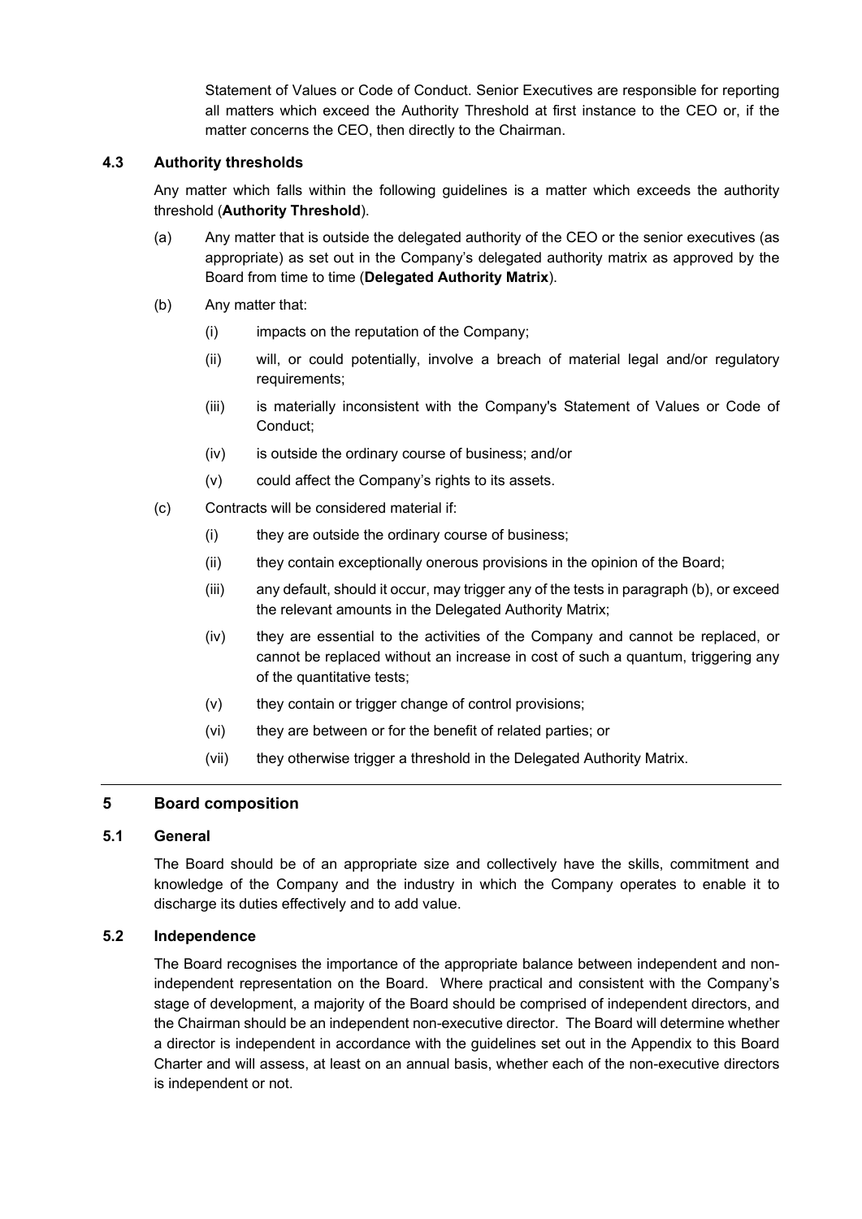Statement of Values or Code of Conduct. Senior Executives are responsible for reporting all matters which exceed the Authority Threshold at first instance to the CEO or, if the matter concerns the CEO, then directly to the Chairman.

### 4.3 Authority thresholds

Any matter which falls within the following guidelines is a matter which exceeds the authority threshold (**Authority Threshold**).

(a) Any matter that is outside the delegated authority of the CEO or the senior executives (as appropriate) as set out in the Company's delegated authority matrix as approved by the Board from time to time (**Delegated Authority Matrix**).

(b) Any matter that:

  (i) impacts on the reputation of the Company;

  (ii) will, or could potentially, involve a breach of material legal and/or regulatory requirements;

  (iii) is materially inconsistent with the Company's Statement of Values or Code of Conduct;

  (iv) is outside the ordinary course of business; and/or

  (v) could affect the Company's rights to its assets.

(c) Contracts will be considered material if:

  (i) they are outside the ordinary course of business;

  (ii) they contain exceptionally onerous provisions in the opinion of the Board;

  (iii) any default, should it occur, may trigger any of the tests in paragraph (b), or exceed the relevant amounts in the Delegated Authority Matrix;

  (iv) they are essential to the activities of the Company and cannot be replaced, or cannot be replaced without an increase in cost of such a quantum, triggering any of the quantitative tests;

  (v) they contain or trigger change of control provisions;

  (vi) they are between or for the benefit of related parties; or

  (vii) they otherwise trigger a threshold in the Delegated Authority Matrix.

## 5 Board composition

### 5.1 General

The Board should be of an appropriate size and collectively have the skills, commitment and knowledge of the Company and the industry in which the Company operates to enable it to discharge its duties effectively and to add value.

### 5.2 Independence

The Board recognises the importance of the appropriate balance between independent and non-independent representation on the Board. Where practical and consistent with the Company's stage of development, a majority of the Board should be comprised of independent directors, and the Chairman should be an independent non-executive director. The Board will determine whether a director is independent in accordance with the guidelines set out in the Appendix to this Board Charter and will assess, at least on an annual basis, whether each of the non-executive directors is independent or not.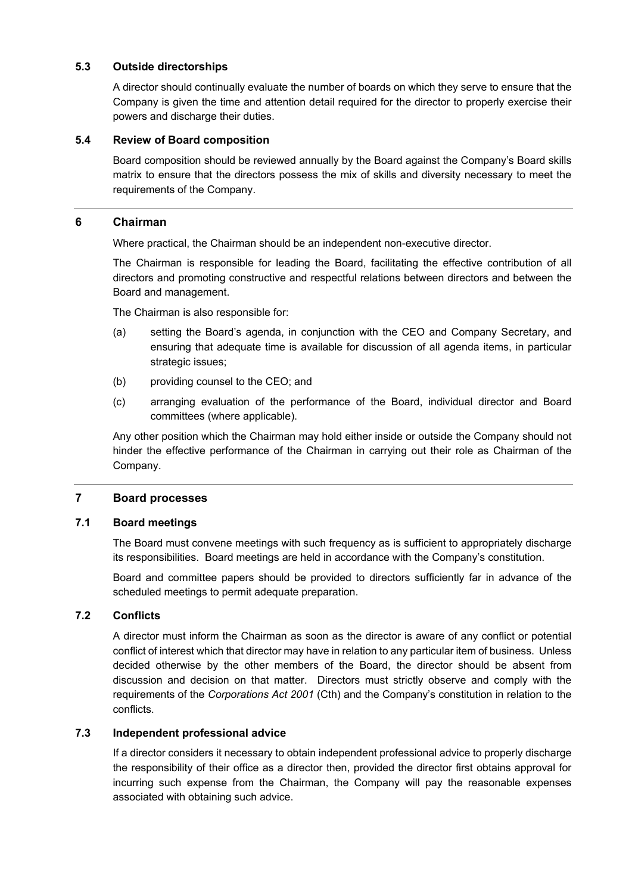### 5.3 Outside directorships

A director should continually evaluate the number of boards on which they serve to ensure that the Company is given the time and attention detail required for the director to properly exercise their powers and discharge their duties.

### 5.4 Review of Board composition

Board composition should be reviewed annually by the Board against the Company's Board skills matrix to ensure that the directors possess the mix of skills and diversity necessary to meet the requirements of the Company.

## 6 Chairman

Where practical, the Chairman should be an independent non-executive director.

The Chairman is responsible for leading the Board, facilitating the effective contribution of all directors and promoting constructive and respectful relations between directors and between the Board and management.

The Chairman is also responsible for:

(a) setting the Board's agenda, in conjunction with the CEO and Company Secretary, and ensuring that adequate time is available for discussion of all agenda items, in particular strategic issues;

(b) providing counsel to the CEO; and

(c) arranging evaluation of the performance of the Board, individual director and Board committees (where applicable).

Any other position which the Chairman may hold either inside or outside the Company should not hinder the effective performance of the Chairman in carrying out their role as Chairman of the Company.

## 7 Board processes

### 7.1 Board meetings

The Board must convene meetings with such frequency as is sufficient to appropriately discharge its responsibilities. Board meetings are held in accordance with the Company's constitution.

Board and committee papers should be provided to directors sufficiently far in advance of the scheduled meetings to permit adequate preparation.

### 7.2 Conflicts

A director must inform the Chairman as soon as the director is aware of any conflict or potential conflict of interest which that director may have in relation to any particular item of business. Unless decided otherwise by the other members of the Board, the director should be absent from discussion and decision on that matter. Directors must strictly observe and comply with the requirements of the *Corporations Act 2001* (Cth) and the Company's constitution in relation to the conflicts.

### 7.3 Independent professional advice

If a director considers it necessary to obtain independent professional advice to properly discharge the responsibility of their office as a director then, provided the director first obtains approval for incurring such expense from the Chairman, the Company will pay the reasonable expenses associated with obtaining such advice.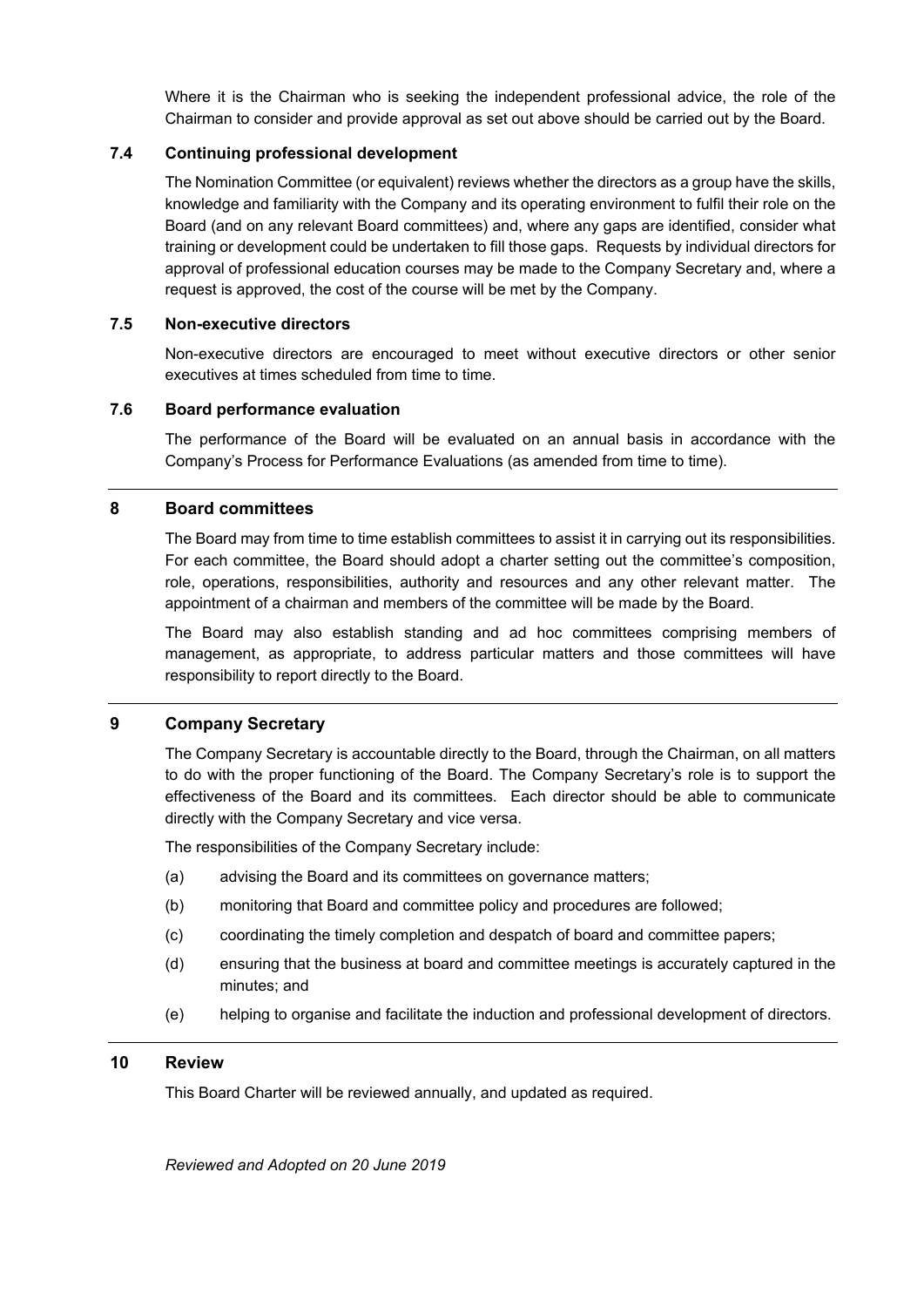Where it is the Chairman who is seeking the independent professional advice, the role of the Chairman to consider and provide approval as set out above should be carried out by the Board.

### 7.4 Continuing professional development

The Nomination Committee (or equivalent) reviews whether the directors as a group have the skills, knowledge and familiarity with the Company and its operating environment to fulfil their role on the Board (and on any relevant Board committees) and, where any gaps are identified, consider what training or development could be undertaken to fill those gaps. Requests by individual directors for approval of professional education courses may be made to the Company Secretary and, where a request is approved, the cost of the course will be met by the Company.

### 7.5 Non-executive directors

Non-executive directors are encouraged to meet without executive directors or other senior executives at times scheduled from time to time.

### 7.6 Board performance evaluation

The performance of the Board will be evaluated on an annual basis in accordance with the Company's Process for Performance Evaluations (as amended from time to time).

---

## 8 Board committees

The Board may from time to time establish committees to assist it in carrying out its responsibilities. For each committee, the Board should adopt a charter setting out the committee's composition, role, operations, responsibilities, authority and resources and any other relevant matter. The appointment of a chairman and members of the committee will be made by the Board.

The Board may also establish standing and ad hoc committees comprising members of management, as appropriate, to address particular matters and those committees will have responsibility to report directly to the Board.

---

## 9 Company Secretary

The Company Secretary is accountable directly to the Board, through the Chairman, on all matters to do with the proper functioning of the Board. The Company Secretary's role is to support the effectiveness of the Board and its committees. Each director should be able to communicate directly with the Company Secretary and vice versa.

The responsibilities of the Company Secretary include:

(a) advising the Board and its committees on governance matters;

(b) monitoring that Board and committee policy and procedures are followed;

(c) coordinating the timely completion and despatch of board and committee papers;

(d) ensuring that the business at board and committee meetings is accurately captured in the minutes; and

(e) helping to organise and facilitate the induction and professional development of directors.

---

## 10 Review

This Board Charter will be reviewed annually, and updated as required.

*Reviewed and Adopted on 20 June 2019*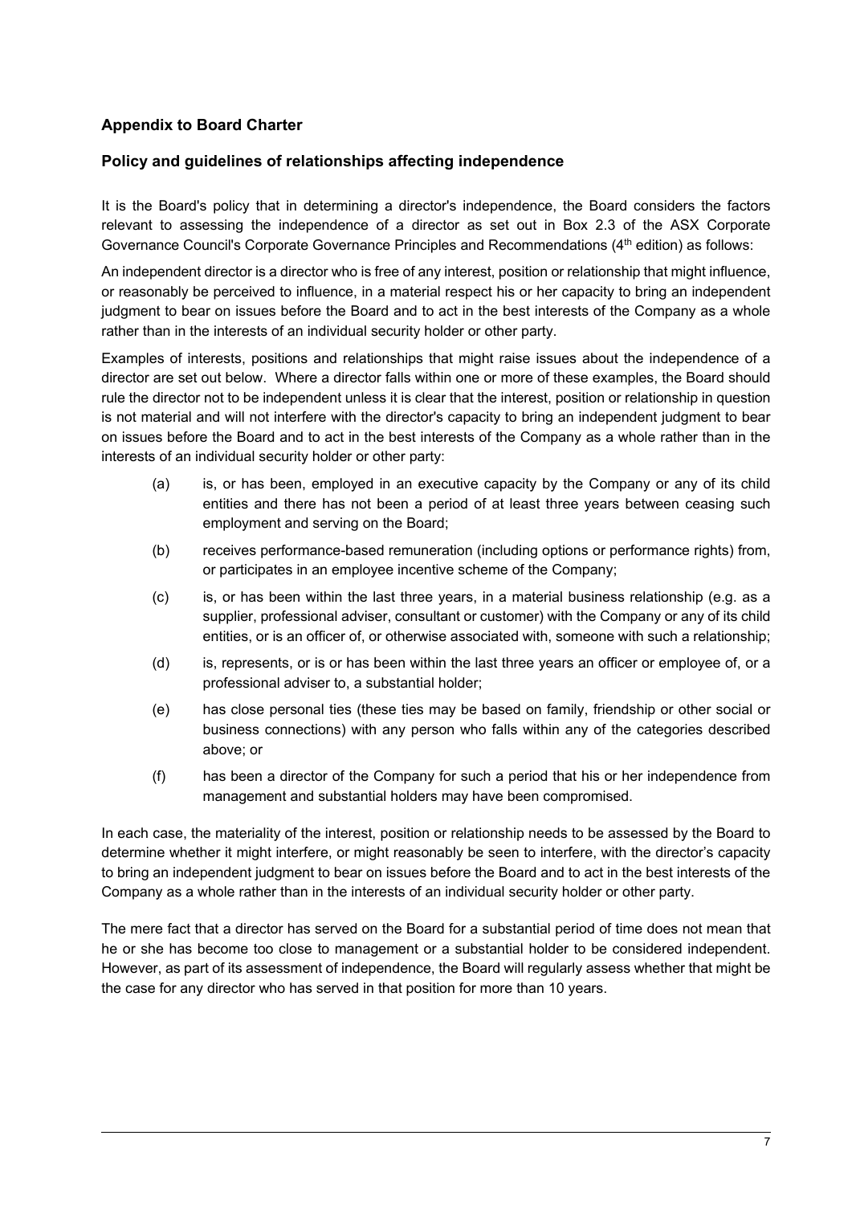## Appendix to Board Charter

### Policy and guidelines of relationships affecting independence

It is the Board's policy that in determining a director's independence, the Board considers the factors relevant to assessing the independence of a director as set out in Box 2.3 of the ASX Corporate Governance Council's Corporate Governance Principles and Recommendations (4th edition) as follows:

An independent director is a director who is free of any interest, position or relationship that might influence, or reasonably be perceived to influence, in a material respect his or her capacity to bring an independent judgment to bear on issues before the Board and to act in the best interests of the Company as a whole rather than in the interests of an individual security holder or other party.

Examples of interests, positions and relationships that might raise issues about the independence of a director are set out below. Where a director falls within one or more of these examples, the Board should rule the director not to be independent unless it is clear that the interest, position or relationship in question is not material and will not interfere with the director's capacity to bring an independent judgment to bear on issues before the Board and to act in the best interests of the Company as a whole rather than in the interests of an individual security holder or other party:

(a) is, or has been, employed in an executive capacity by the Company or any of its child entities and there has not been a period of at least three years between ceasing such employment and serving on the Board;

(b) receives performance-based remuneration (including options or performance rights) from, or participates in an employee incentive scheme of the Company;

(c) is, or has been within the last three years, in a material business relationship (e.g. as a supplier, professional adviser, consultant or customer) with the Company or any of its child entities, or is an officer of, or otherwise associated with, someone with such a relationship;

(d) is, represents, or is or has been within the last three years an officer or employee of, or a professional adviser to, a substantial holder;

(e) has close personal ties (these ties may be based on family, friendship or other social or business connections) with any person who falls within any of the categories described above; or

(f) has been a director of the Company for such a period that his or her independence from management and substantial holders may have been compromised.

In each case, the materiality of the interest, position or relationship needs to be assessed by the Board to determine whether it might interfere, or might reasonably be seen to interfere, with the director's capacity to bring an independent judgment to bear on issues before the Board and to act in the best interests of the Company as a whole rather than in the interests of an individual security holder or other party.

The mere fact that a director has served on the Board for a substantial period of time does not mean that he or she has become too close to management or a substantial holder to be considered independent. However, as part of its assessment of independence, the Board will regularly assess whether that might be the case for any director who has served in that position for more than 10 years.